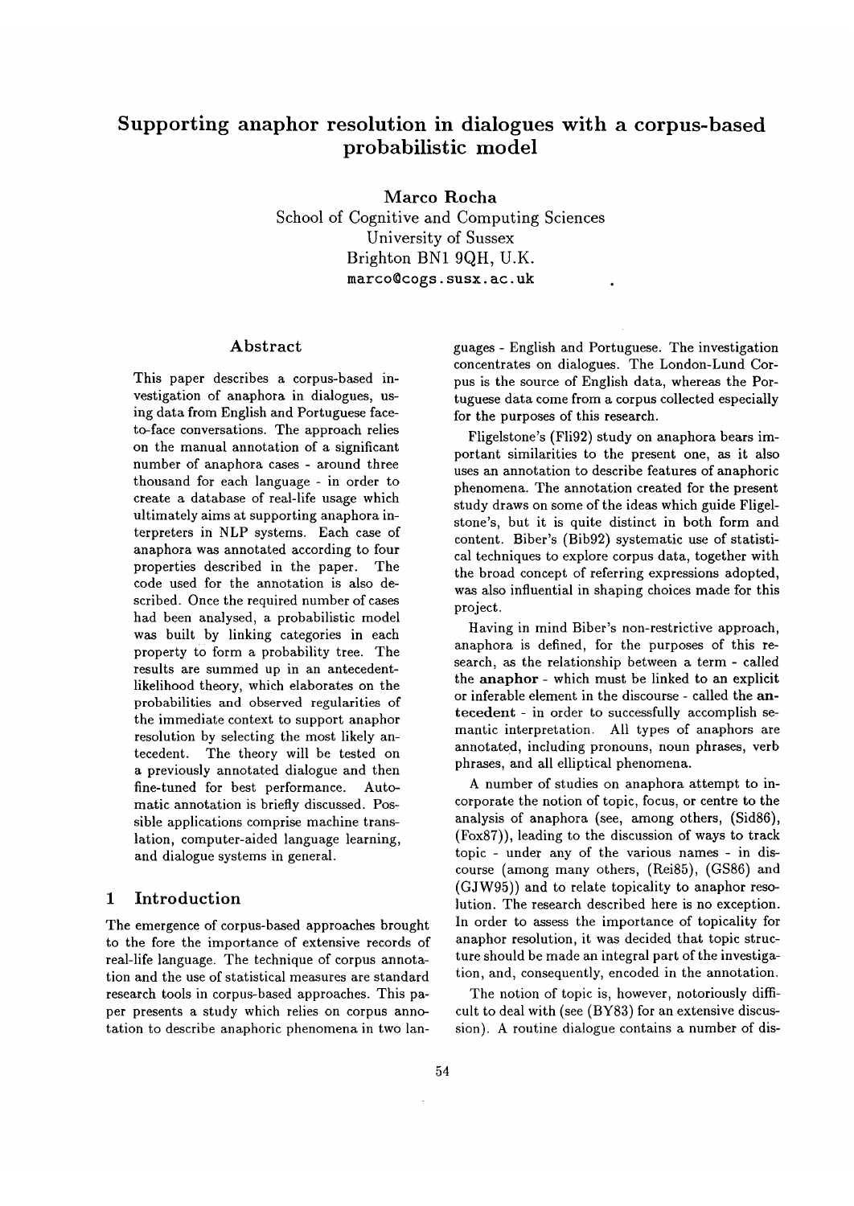# Supporting anaphor resolution in dialogues with a corpus-based probabilistic model

**Marco Rocha**
School of Cognitive and Computing Sciences
University of Sussex
Brighton BN1 9QH, U.K.
marco@cogs.susx.ac.uk

## Abstract

This paper describes a corpus-based investigation of anaphora in dialogues, using data from English and Portuguese face-to-face conversations. The approach relies on the manual annotation of a significant number of anaphora cases - around three thousand for each language - in order to create a database of real-life usage which ultimately aims at supporting anaphora interpreters in NLP systems. Each case of anaphora was annotated according to four properties described in the paper. The code used for the annotation is also described. Once the required number of cases had been analysed, a probabilistic model was built by linking categories in each property to form a probability tree. The results are summed up in an antecedent-likelihood theory, which elaborates on the probabilities and observed regularities of the immediate context to support anaphor resolution by selecting the most likely antecedent. The theory will be tested on a previously annotated dialogue and then fine-tuned for best performance. Automatic annotation is briefly discussed. Possible applications comprise machine translation, computer-aided language learning, and dialogue systems in general.

## 1 Introduction

The emergence of corpus-based approaches brought to the fore the importance of extensive records of real-life language. The technique of corpus annotation and the use of statistical measures are standard research tools in corpus-based approaches. This paper presents a study which relies on corpus annotation to describe anaphoric phenomena in two languages - English and Portuguese. The investigation concentrates on dialogues. The London-Lund Corpus is the source of English data, whereas the Portuguese data come from a corpus collected especially for the purposes of this research.

Fligelstone's (Fli92) study on anaphora bears important similarities to the present one, as it also uses an annotation to describe features of anaphoric phenomena. The annotation created for the present study draws on some of the ideas which guide Fligelstone's, but it is quite distinct in both form and content. Biber's (Bib92) systematic use of statistical techniques to explore corpus data, together with the broad concept of referring expressions adopted, was also influential in shaping choices made for this project.

Having in mind Biber's non-restrictive approach, anaphora is defined, for the purposes of this research, as the relationship between a term - called the **anaphor** - which must be linked to an explicit or inferable element in the discourse - called the **antecedent** - in order to successfully accomplish semantic interpretation. All types of anaphors are annotated, including pronouns, noun phrases, verb phrases, and all elliptical phenomena.

A number of studies on anaphora attempt to incorporate the notion of topic, focus, or centre to the analysis of anaphora (see, among others, (Sid86), (Fox87)), leading to the discussion of ways to track topic - under any of the various names - in discourse (among many others, (Rei85), (GS86) and (GJW95)) and to relate topicality to anaphor resolution. The research described here is no exception. In order to assess the importance of topicality for anaphor resolution, it was decided that topic structure should be made an integral part of the investigation, and, consequently, encoded in the annotation.

The notion of topic is, however, notoriously difficult to deal with (see (BY83) for an extensive discussion). A routine dialogue contains a number of dis-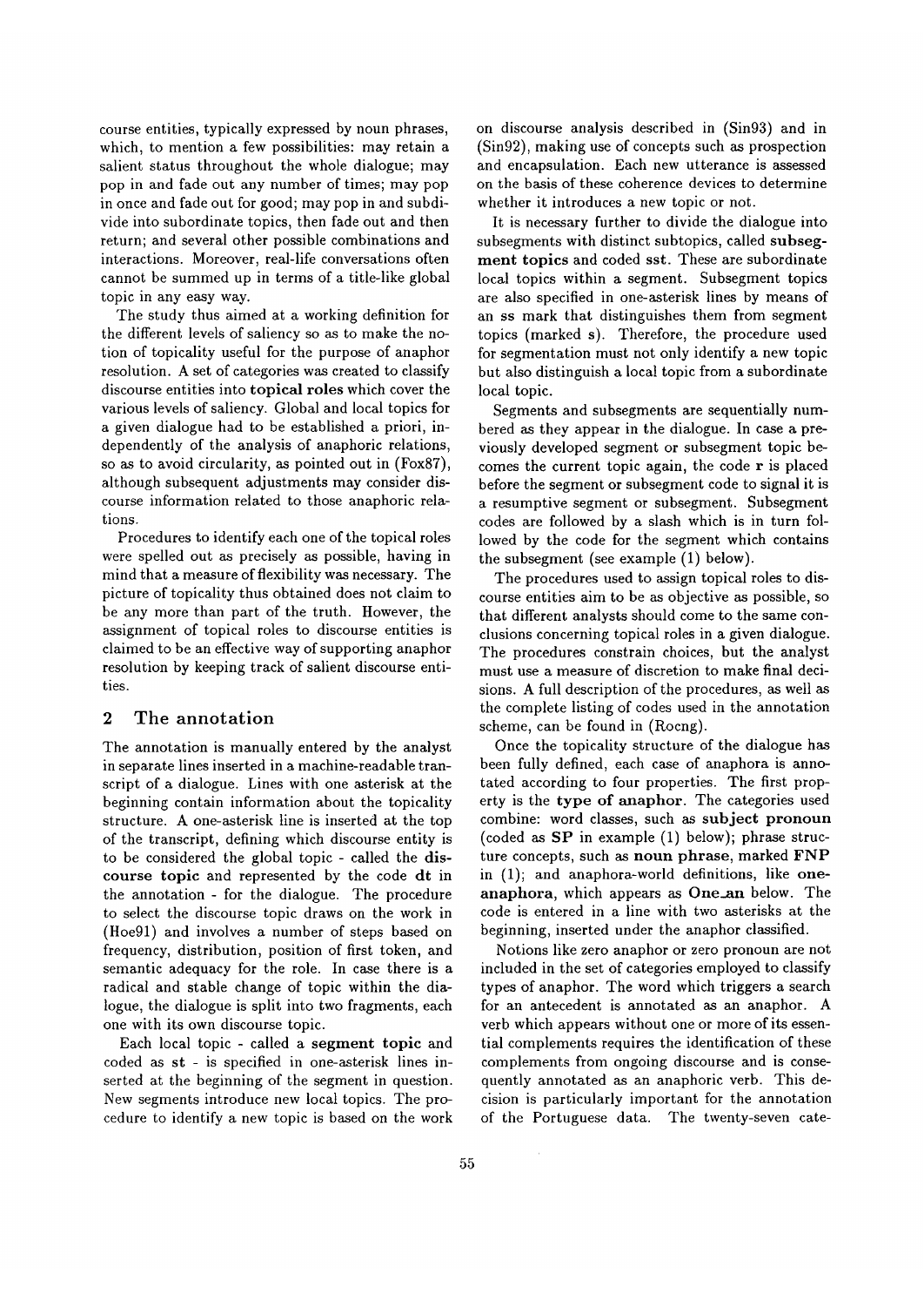course entities, typically expressed by noun phrases, which, to mention a few possibilities: may retain a salient status throughout the whole dialogue; may pop in and fade out any number of times; may pop in once and fade out for good; may pop in and subdivide into subordinate topics, then fade out and then return; and several other possible combinations and interactions. Moreover, real-life conversations often cannot be summed up in terms of a title-like global topic in any easy way.

The study thus aimed at a working definition for the different levels of saliency so as to make the notion of topicality useful for the purpose of anaphor resolution. A set of categories was created to classify discourse entities into **topical roles** which cover the various levels of saliency. Global and local topics for a given dialogue had to be established a priori, independently of the analysis of anaphoric relations, so as to avoid circularity, as pointed out in (Fox87), although subsequent adjustments may consider discourse information related to those anaphoric relations.

Procedures to identify each one of the topical roles were spelled out as precisely as possible, having in mind that a measure of flexibility was necessary. The picture of topicality thus obtained does not claim to be any more than part of the truth. However, the assignment of topical roles to discourse entities is claimed to be an effective way of supporting anaphor resolution by keeping track of salient discourse entities.

## 2 The annotation

The annotation is manually entered by the analyst in separate lines inserted in a machine-readable transcript of a dialogue. Lines with one asterisk at the beginning contain information about the topicality structure. A one-asterisk line is inserted at the top of the transcript, defining which discourse entity is to be considered the global topic - called the **discourse topic** and represented by the code **dt** in the annotation - for the dialogue. The procedure to select the discourse topic draws on the work in (Hoe91) and involves a number of steps based on frequency, distribution, position of first token, and semantic adequacy for the role. In case there is a radical and stable change of topic within the dialogue, the dialogue is split into two fragments, each one with its own discourse topic.

Each local topic - called a **segment topic** and coded as **st** - is specified in one-asterisk lines inserted at the beginning of the segment in question. New segments introduce new local topics. The procedure to identify a new topic is based on the work on discourse analysis described in (Sin93) and in (Sin92), making use of concepts such as prospection and encapsulation. Each new utterance is assessed on the basis of these coherence devices to determine whether it introduces a new topic or not.

It is necessary further to divide the dialogue into subsegments with distinct subtopics, called **subsegment topics** and coded **sst**. These are subordinate local topics within a segment. Subsegment topics are also specified in one-asterisk lines by means of an **ss** mark that distinguishes them from segment topics (marked **s**). Therefore, the procedure used for segmentation must not only identify a new topic but also distinguish a local topic from a subordinate local topic.

Segments and subsegments are sequentially numbered as they appear in the dialogue. In case a previously developed segment or subsegment topic becomes the current topic again, the code **r** is placed before the segment or subsegment code to signal it is a resumptive segment or subsegment. Subsegment codes are followed by a slash which is in turn followed by the code for the segment which contains the subsegment (see example (1) below).

The procedures used to assign topical roles to discourse entities aim to be as objective as possible, so that different analysts should come to the same conclusions concerning topical roles in a given dialogue. The procedures constrain choices, but the analyst must use a measure of discretion to make final decisions. A full description of the procedures, as well as the complete listing of codes used in the annotation scheme, can be found in (Rocng).

Once the topicality structure of the dialogue has been fully defined, each case of anaphora is annotated according to four properties. The first property is the **type of anaphor**. The categories used combine: word classes, such as **subject pronoun** (coded as **SP** in example (1) below); phrase structure concepts, such as **noun phrase**, marked **FNP** in (1); and anaphora-world definitions, like **one-anaphora**, which appears as **One_an** below. The code is entered in a line with two asterisks at the beginning, inserted under the anaphor classified.

Notions like zero anaphor or zero pronoun are not included in the set of categories employed to classify types of anaphor. The word which triggers a search for an antecedent is annotated as an anaphor. A verb which appears without one or more of its essential complements requires the identification of these complements from ongoing discourse and is consequently annotated as an anaphoric verb. This decision is particularly important for the annotation of the Portuguese data. The twenty-seven cate-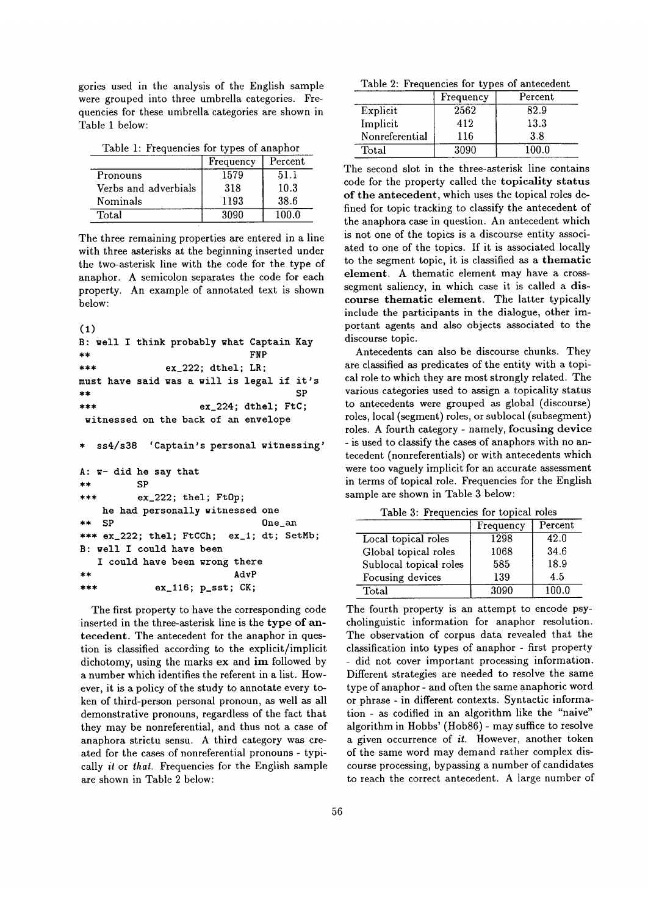gories used in the analysis of the English sample were grouped into three umbrella categories. Frequencies for these umbrella categories are shown in Table 1 below:

Table 1: Frequencies for types of anaphor

| | Frequency | Percent |
|---|---|---|
| Pronouns | 1579 | 51.1 |
| Verbs and adverbials | 318 | 10.3 |
| Nominals | 1193 | 38.6 |
| Total | 3090 | 100.0 |

The three remaining properties are entered in a line with three asterisks at the beginning inserted under the two-asterisk line with the code for the type of anaphor. A semicolon separates the code for each property. An example of annotated text is shown below:

```
(1)
B: well I think probably what Captain Kay
**                            FNP
***             ex_222; dthel; LR;
must have said was a will is legal if it's
**                                       SP
***                     ex_224; dthel; FtC;
 witnessed on the back of an envelope

*  ss4/s38  'Captain's personal witnessing'

A: w- did he say that
**          SP
***         ex_222; thel; FtOp;
   he had personally witnessed one
** SP                             One_an
*** ex_222; thel; FtCCh;  ex_1; dt; SetMb;
B: well I could have been
   I could have been wrong there
**                        AdvP
***              ex_116; p_sst; CK;
```

The first property to have the corresponding code inserted in the three-asterisk line is the **type of antecedent**. The antecedent for the anaphor in question is classified according to the explicit/implicit dichotomy, using the marks **ex** and **im** followed by a number which identifies the referent in a list. However, it is a policy of the study to annotate every token of third-person personal pronoun, as well as all demonstrative pronouns, regardless of the fact that they may be nonreferential, and thus not a case of anaphora strictu sensu. A third category was created for the cases of nonreferential pronouns - typically *it* or *that*. Frequencies for the English sample are shown in Table 2 below:

Table 2: Frequencies for types of antecedent

| | Frequency | Percent |
|---|---|---|
| Explicit | 2562 | 82.9 |
| Implicit | 412 | 13.3 |
| Nonreferential | 116 | 3.8 |
| Total | 3090 | 100.0 |

The second slot in the three-asterisk line contains code for the property called the **topicality status of the antecedent**, which uses the topical roles defined for topic tracking to classify the antecedent of the anaphora case in question. An antecedent which is not one of the topics is a discourse entity associated to one of the topics. If it is associated locally to the segment topic, it is classified as a **thematic element**. A thematic element may have a cross-segment saliency, in which case it is called a **discourse thematic element**. The latter typically include the participants in the dialogue, other important agents and also objects associated to the discourse topic.

Antecedents can also be discourse chunks. They are classified as predicates of the entity with a topical role to which they are most strongly related. The various categories used to assign a topicality status to antecedents were grouped as global (discourse) roles, local (segment) roles, or sublocal (subsegment) roles. A fourth category - namely, **focusing device** - is used to classify the cases of anaphors with no antecedent (nonreferentials) or with antecedents which were too vaguely implicit for an accurate assessment in terms of topical role. Frequencies for the English sample are shown in Table 3 below:

Table 3: Frequencies for topical roles

| | Frequency | Percent |
|---|---|---|
| Local topical roles | 1298 | 42.0 |
| Global topical roles | 1068 | 34.6 |
| Sublocal topical roles | 585 | 18.9 |
| Focusing devices | 139 | 4.5 |
| Total | 3090 | 100.0 |

The fourth property is an attempt to encode psycholinguistic information for anaphor resolution. The observation of corpus data revealed that the classification into types of anaphor - first property - did not cover important processing information. Different strategies are needed to resolve the same type of anaphor - and often the same anaphoric word or phrase - in different contexts. Syntactic information - as codified in an algorithm like the "naive" algorithm in Hobbs' (Hob86) - may suffice to resolve a given occurrence of *it*. However, another token of the same word may demand rather complex discourse processing, bypassing a number of candidates to reach the correct antecedent. A large number of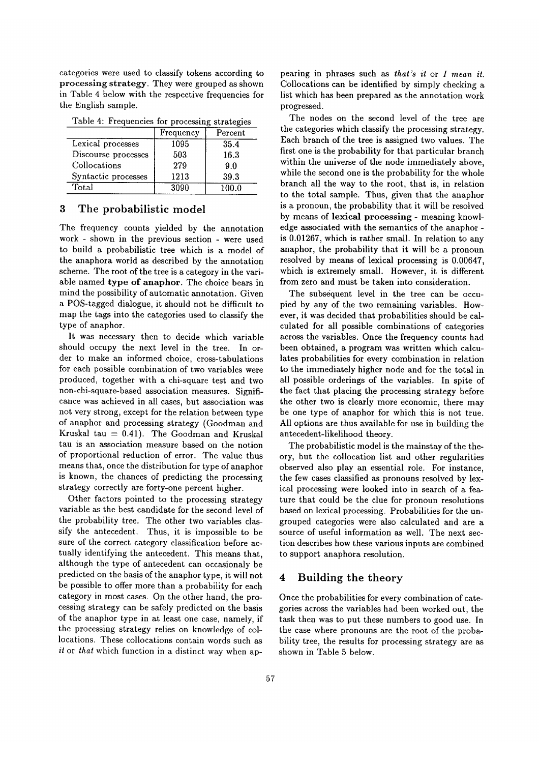categories were used to classify tokens according to **processing strategy**. They were grouped as shown in Table 4 below with the respective frequencies for the English sample.

Table 4: Frequencies for processing strategies

| | Frequency | Percent |
|---|---|---|
| Lexical processes | 1095 | 35.4 |
| Discourse processes | 503 | 16.3 |
| Collocations | 279 | 9.0 |
| Syntactic processes | 1213 | 39.3 |
| Total | 3090 | 100.0 |

## 3 The probabilistic model

The frequency counts yielded by the annotation work - shown in the previous section - were used to build a probabilistic tree which is a model of the anaphora world as described by the annotation scheme. The root of the tree is a category in the variable named **type of anaphor**. The choice bears in mind the possibility of automatic annotation. Given a POS-tagged dialogue, it should not be difficult to map the tags into the categories used to classify the type of anaphor.

It was necessary then to decide which variable should occupy the next level in the tree. In order to make an informed choice, cross-tabulations for each possible combination of two variables were produced, together with a chi-square test and two non-chi-square-based association measures. Significance was achieved in all cases, but association was not very strong, except for the relation between type of anaphor and processing strategy (Goodman and Kruskal tau = 0.41). The Goodman and Kruskal tau is an association measure based on the notion of proportional reduction of error. The value thus means that, once the distribution for type of anaphor is known, the chances of predicting the processing strategy correctly are forty-one percent higher.

Other factors pointed to the processing strategy variable as the best candidate for the second level of the probability tree. The other two variables classify the antecedent. Thus, it is impossible to be sure of the correct category classification before actually identifying the antecedent. This means that, although the type of antecedent can occasionaly be predicted on the basis of the anaphor type, it will not be possible to offer more than a probability for each category in most cases. On the other hand, the processing strategy can be safely predicted on the basis of the anaphor type in at least one case, namely, if the processing strategy relies on knowledge of collocations. These collocations contain words such as *it* or *that* which function in a distinct way when appearing in phrases such as *that's it* or *I mean it*. Collocations can be identified by simply checking a list which has been prepared as the annotation work progressed.

The nodes on the second level of the tree are the categories which classify the processing strategy. Each branch of the tree is assigned two values. The first one is the probability for that particular branch within the universe of the node immediately above, while the second one is the probability for the whole branch all the way to the root, that is, in relation to the total sample. Thus, given that the anaphor is a pronoun, the probability that it will be resolved by means of **lexical processing** - meaning knowledge associated with the semantics of the anaphor - is 0.01267, which is rather small. In relation to any anaphor, the probability that it will be a pronoun resolved by means of lexical processing is 0.00647, which is extremely small. However, it is different from zero and must be taken into consideration.

The subsequent level in the tree can be occupied by any of the two remaining variables. However, it was decided that probabilities should be calculated for all possible combinations of categories across the variables. Once the frequency counts had been obtained, a program was written which calculates probabilities for every combination in relation to the immediately higher node and for the total in all possible orderings of the variables. In spite of the fact that placing the processing strategy before the other two is clearly more economic, there may be one type of anaphor for which this is not true. All options are thus available for use in building the antecedent-likelihood theory.

The probabilistic model is the mainstay of the theory, but the collocation list and other regularities observed also play an essential role. For instance, the few cases classified as pronouns resolved by lexical processing were looked into in search of a feature that could be the clue for pronoun resolutions based on lexical processing. Probabilities for the ungrouped categories were also calculated and are a source of useful information as well. The next section describes how these various inputs are combined to support anaphora resolution.

## 4 Building the theory

Once the probabilities for every combination of categories across the variables had been worked out, the task then was to put these numbers to good use. In the case where pronouns are the root of the probability tree, the results for processing strategy are as shown in Table 5 below.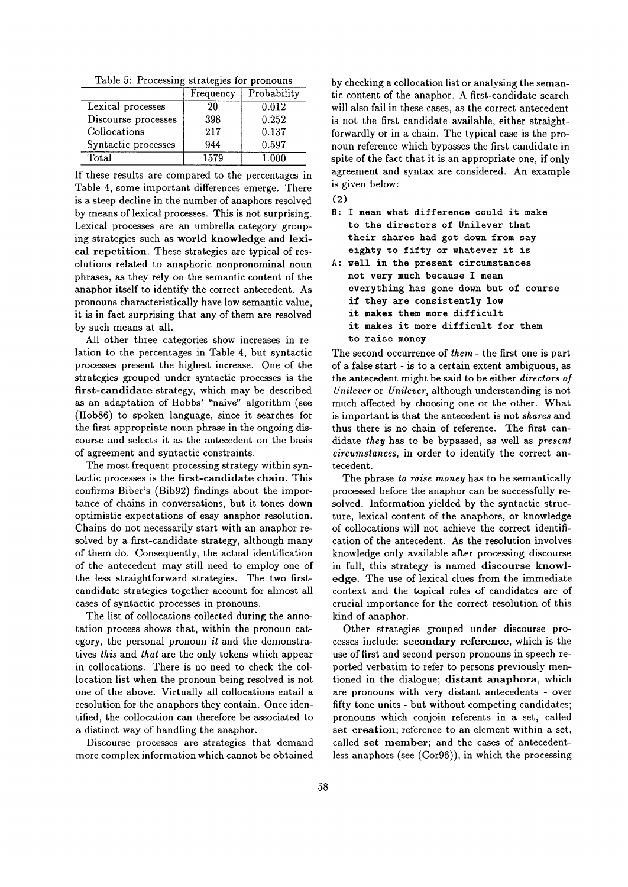Table 5: Processing strategies for pronouns

| | Frequency | Probability |
|---|---|---|
| Lexical processes | 20 | 0.012 |
| Discourse processes | 398 | 0.252 |
| Collocations | 217 | 0.137 |
| Syntactic processes | 944 | 0.597 |
| Total | 1579 | 1.000 |

If these results are compared to the percentages in Table 4, some important differences emerge. There is a steep decline in the number of anaphors resolved by means of lexical processes. This is not surprising. Lexical processes are an umbrella category grouping strategies such as **world knowledge** and **lexical repetition**. These strategies are typical of resolutions related to anaphoric nonpronominal noun phrases, as they rely on the semantic content of the anaphor itself to identify the correct antecedent. As pronouns characteristically have low semantic value, it is in fact surprising that any of them are resolved by such means at all.

All other three categories show increases in relation to the percentages in Table 4, but syntactic processes present the highest increase. One of the strategies grouped under syntactic processes is the **first-candidate** strategy, which may be described as an adaptation of Hobbs' "naive" algorithm (see (Hob86) to spoken language, since it searches for the first appropriate noun phrase in the ongoing discourse and selects it as the antecedent on the basis of agreement and syntactic constraints.

The most frequent processing strategy within syntactic processes is the **first-candidate chain**. This confirms Biber's (Bib92) findings about the importance of chains in conversations, but it tones down optimistic expectations of easy anaphor resolution. Chains do not necessarily start with an anaphor resolved by a first-candidate strategy, although many of them do. Consequently, the actual identification of the antecedent may still need to employ one of the less straightforward strategies. The two first-candidate strategies together account for almost all cases of syntactic processes in pronouns.

The list of collocations collected during the annotation process shows that, within the pronoun category, the personal pronoun *it* and the demonstratives *this* and *that* are the only tokens which appear in collocations. There is no need to check the collocation list when the pronoun being resolved is not one of the above. Virtually all collocations entail a resolution for the anaphors they contain. Once identified, the collocation can therefore be associated to a distinct way of handling the anaphor.

Discourse processes are strategies that demand more complex information which cannot be obtained by checking a collocation list or analysing the semantic content of the anaphor. A first-candidate search will also fail in these cases, as the correct antecedent is not the first candidate available, either straightforwardly or in a chain. The typical case is the pronoun reference which bypasses the first candidate in spite of the fact that it is an appropriate one, if only agreement and syntax are considered. An example is given below:

(2)

```
B: I mean what difference could it make
   to the directors of Unilever that
   their shares had got down from say
   eighty to fifty or whatever it is
A: well in the present circumstances
   not very much because I mean
   everything has gone down but of course
   if they are consistently low
   it makes them more difficult
   it makes it more difficult for them
   to raise money
```

The second occurrence of *them* - the first one is part of a false start - is to a certain extent ambiguous, as the antecedent might be said to be either *directors of Unilever* or *Unilever*, although understanding is not much affected by choosing one or the other. What is important is that the antecedent is not *shares* and thus there is no chain of reference. The first candidate *they* has to be bypassed, as well as *present circumstances*, in order to identify the correct antecedent.

The phrase *to raise money* has to be semantically processed before the anaphor can be successfully resolved. Information yielded by the syntactic structure, lexical content of the anaphors, or knowledge of collocations will not achieve the correct identification of the antecedent. As the resolution involves knowledge only available after processing discourse in full, this strategy is named **discourse knowledge**. The use of lexical clues from the immediate context and the topical roles of candidates are of crucial importance for the correct resolution of this kind of anaphor.

Other strategies grouped under discourse processes include: **secondary reference**, which is the use of first and second person pronouns in speech reported verbatim to refer to persons previously mentioned in the dialogue; **distant anaphora**, which are pronouns with very distant antecedents - over fifty tone units - but without competing candidates; pronouns which conjoin referents in a set, called **set creation**; reference to an element within a set, called **set member**; and the cases of antecedentless anaphors (see (Cor96)), in which the processing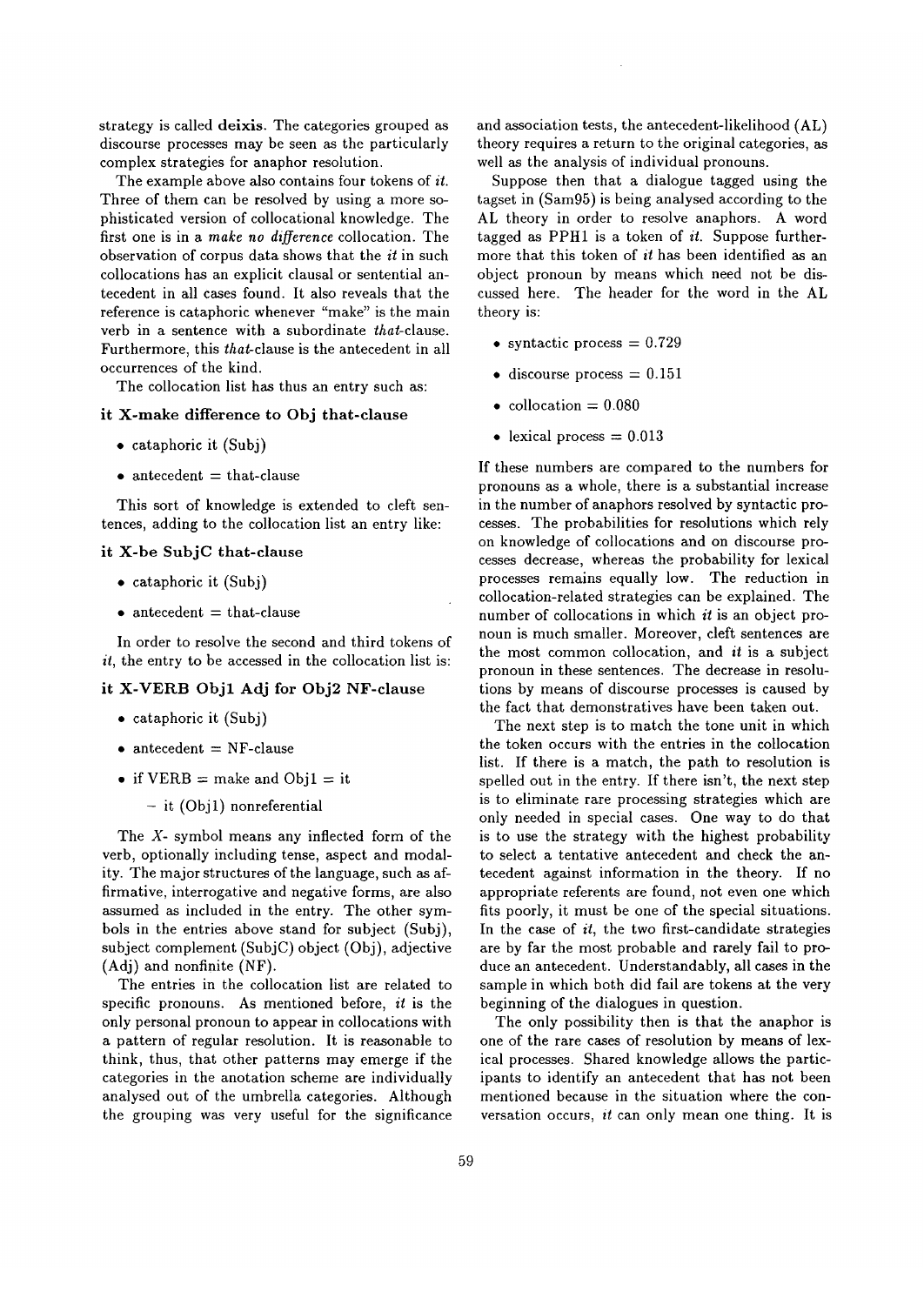strategy is called **deixis**. The categories grouped as discourse processes may be seen as the particularly complex strategies for anaphor resolution.

The example above also contains four tokens of *it*. Three of them can be resolved by using a more sophisticated version of collocational knowledge. The first one is in a *make no difference* collocation. The observation of corpus data shows that the *it* in such collocations has an explicit clausal or sentential antecedent in all cases found. It also reveals that the reference is cataphoric whenever "make" is the main verb in a sentence with a subordinate *that*-clause. Furthermore, this *that*-clause is the antecedent in all occurrences of the kind.

The collocation list has thus an entry such as:

**it X-make difference to Obj that-clause**

- cataphoric it (Subj)
- antecedent = that-clause

This sort of knowledge is extended to cleft sentences, adding to the collocation list an entry like:

**it X-be SubjC that-clause**

- cataphoric it (Subj)
- antecedent = that-clause

In order to resolve the second and third tokens of *it*, the entry to be accessed in the collocation list is:

**it X-VERB Obj1 Adj for Obj2 NF-clause**

- cataphoric it (Subj)
- antecedent = NF-clause
- if VERB = make and Obj1 = it
  - it (Obj1) nonreferential

The *X-* symbol means any inflected form of the verb, optionally including tense, aspect and modality. The major structures of the language, such as affirmative, interrogative and negative forms, are also assumed as included in the entry. The other symbols in the entries above stand for subject (Subj), subject complement (SubjC) object (Obj), adjective (Adj) and nonfinite (NF).

The entries in the collocation list are related to specific pronouns. As mentioned before, *it* is the only personal pronoun to appear in collocations with a pattern of regular resolution. It is reasonable to think, thus, that other patterns may emerge if the categories in the anotation scheme are individually analysed out of the umbrella categories. Although the grouping was very useful for the significance and association tests, the antecedent-likelihood (AL) theory requires a return to the original categories, as well as the analysis of individual pronouns.

Suppose then that a dialogue tagged using the tagset in (Sam95) is being analysed according to the AL theory in order to resolve anaphors. A word tagged as PPH1 is a token of *it*. Suppose furthermore that this token of *it* has been identified as an object pronoun by means which need not be discussed here. The header for the word in the AL theory is:

- syntactic process = 0.729
- discourse process = 0.151
- collocation = 0.080
- lexical process = 0.013

If these numbers are compared to the numbers for pronouns as a whole, there is a substantial increase in the number of anaphors resolved by syntactic processes. The probabilities for resolutions which rely on knowledge of collocations and on discourse processes decrease, whereas the probability for lexical processes remains equally low. The reduction in collocation-related strategies can be explained. The number of collocations in which *it* is an object pronoun is much smaller. Moreover, cleft sentences are the most common collocation, and *it* is a subject pronoun in these sentences. The decrease in resolutions by means of discourse processes is caused by the fact that demonstratives have been taken out.

The next step is to match the tone unit in which the token occurs with the entries in the collocation list. If there is a match, the path to resolution is spelled out in the entry. If there isn't, the next step is to eliminate rare processing strategies which are only needed in special cases. One way to do that is to use the strategy with the highest probability to select a tentative antecedent and check the antecedent against information in the theory. If no appropriate referents are found, not even one which fits poorly, it must be one of the special situations. In the case of *it*, the two first-candidate strategies are by far the most probable and rarely fail to produce an antecedent. Understandably, all cases in the sample in which both did fail are tokens at the very beginning of the dialogues in question.

The only possibility then is that the anaphor is one of the rare cases of resolution by means of lexical processes. Shared knowledge allows the participants to identify an antecedent that has not been mentioned because in the situation where the conversation occurs, *it* can only mean one thing. It is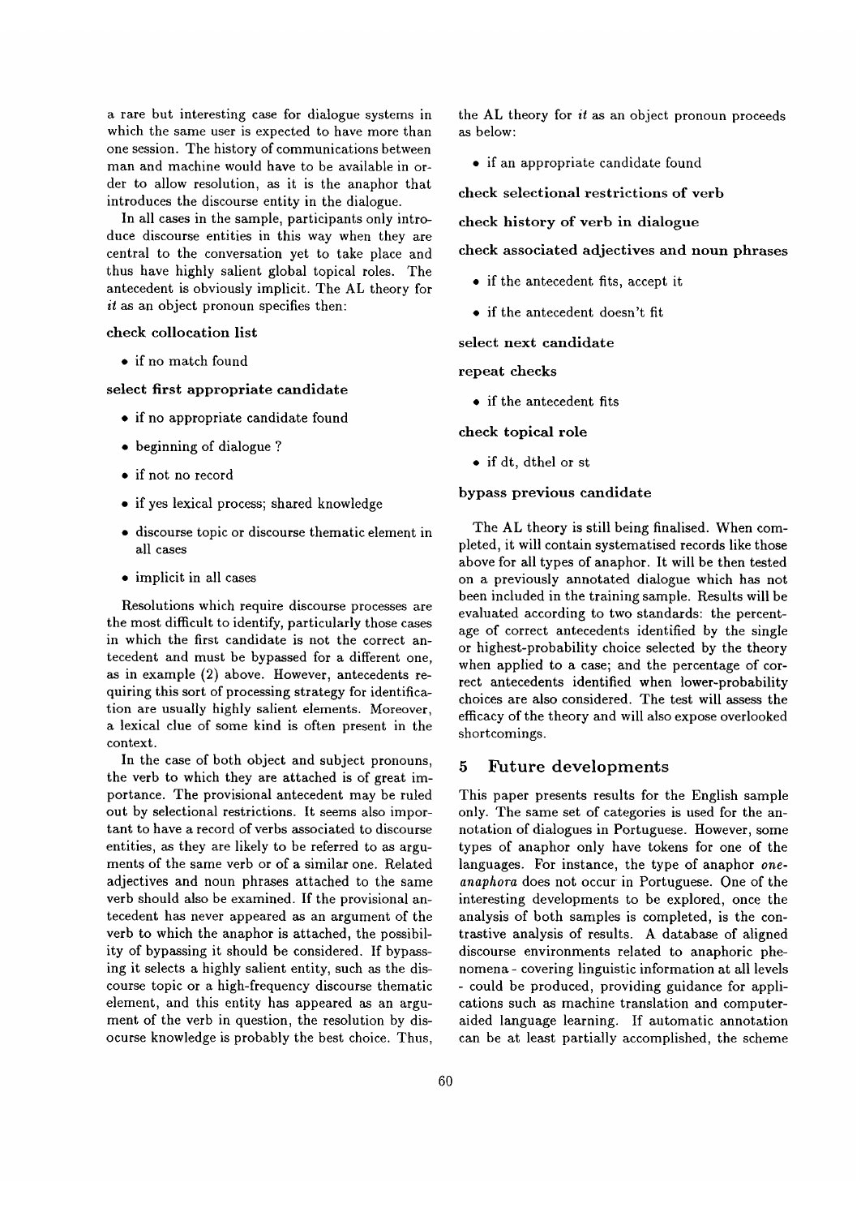a rare but interesting case for dialogue systems in which the same user is expected to have more than one session. The history of communications between man and machine would have to be available in order to allow resolution, as it is the anaphor that introduces the discourse entity in the dialogue.

In all cases in the sample, participants only introduce discourse entities in this way when they are central to the conversation yet to take place and thus have highly salient global topical roles. The antecedent is obviously implicit. The AL theory for *it* as an object pronoun specifies then:

**check collocation list**

- if no match found

**select first appropriate candidate**

- if no appropriate candidate found
- beginning of dialogue ?
- if not no record
- if yes lexical process; shared knowledge
- discourse topic or discourse thematic element in all cases
- implicit in all cases

Resolutions which require discourse processes are the most difficult to identify, particularly those cases in which the first candidate is not the correct antecedent and must be bypassed for a different one, as in example (2) above. However, antecedents requiring this sort of processing strategy for identification are usually highly salient elements. Moreover, a lexical clue of some kind is often present in the context.

In the case of both object and subject pronouns, the verb to which they are attached is of great importance. The provisional antecedent may be ruled out by selectional restrictions. It seems also important to have a record of verbs associated to discourse entities, as they are likely to be referred to as arguments of the same verb or of a similar one. Related adjectives and noun phrases attached to the same verb should also be examined. If the provisional antecedent has never appeared as an argument of the verb to which the anaphor is attached, the possibility of bypassing it should be considered. If bypassing it selects a highly salient entity, such as the discourse topic or a high-frequency discourse thematic element, and this entity has appeared as an argument of the verb in question, the resolution by discourse knowledge is probably the best choice. Thus, the AL theory for *it* as an object pronoun proceeds as below:

- if an appropriate candidate found

**check selectional restrictions of verb**

**check history of verb in dialogue**

**check associated adjectives and noun phrases**

- if the antecedent fits, accept it
- if the antecedent doesn't fit

**select next candidate**

**repeat checks**

- if the antecedent fits

**check topical role**

- if dt, dthel or st

**bypass previous candidate**

The AL theory is still being finalised. When completed, it will contain systematised records like those above for all types of anaphor. It will be then tested on a previously annotated dialogue which has not been included in the training sample. Results will be evaluated according to two standards: the percentage of correct antecedents identified by the single or highest-probability choice selected by the theory when applied to a case; and the percentage of correct antecedents identified when lower-probability choices are also considered. The test will assess the efficacy of the theory and will also expose overlooked shortcomings.

## 5 Future developments

This paper presents results for the English sample only. The same set of categories is used for the annotation of dialogues in Portuguese. However, some types of anaphor only have tokens for one of the languages. For instance, the type of anaphor *one-anaphora* does not occur in Portuguese. One of the interesting developments to be explored, once the analysis of both samples is completed, is the contrastive analysis of results. A database of aligned discourse environments related to anaphoric phenomena - covering linguistic information at all levels - could be produced, providing guidance for applications such as machine translation and computer-aided language learning. If automatic annotation can be at least partially accomplished, the scheme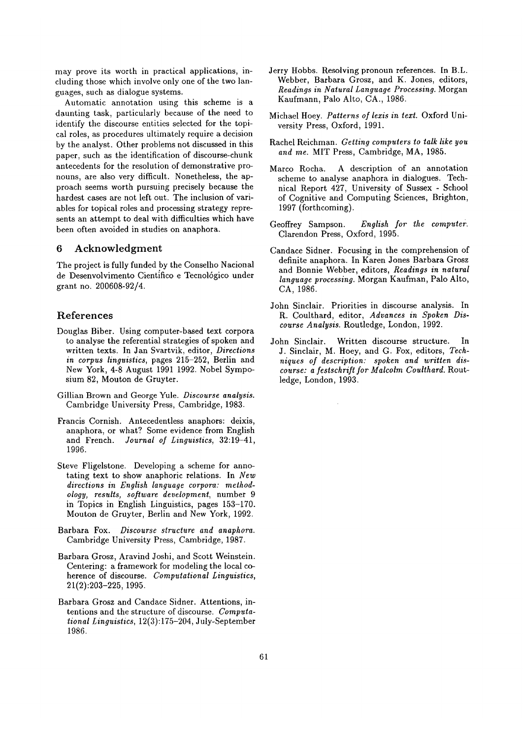may prove its worth in practical applications, including those which involve only one of the two languages, such as dialogue systems.

Automatic annotation using this scheme is a daunting task, particularly because of the need to identify the discourse entities selected for the topical roles, as procedures ultimately require a decision by the analyst. Other problems not discussed in this paper, such as the identification of discourse-chunk antecedents for the resolution of demonstrative pronouns, are also very difficult. Nonetheless, the approach seems worth pursuing precisely because the hardest cases are not left out. The inclusion of variables for topical roles and processing strategy represents an attempt to deal with difficulties which have been often avoided in studies on anaphora.

## 6 Acknowledgment

The project is fully funded by the Conselho Nacional de Desenvolvimento Científico e Tecnológico under grant no. 200608-92/4.

## References

Douglas Biber. Using computer-based text corpora to analyse the referential strategies of spoken and written texts. In Jan Svartvik, editor, *Directions in corpus linguistics*, pages 215–252, Berlin and New York, 4-8 August 1991 1992. Nobel Symposium 82, Mouton de Gruyter.

Gillian Brown and George Yule. *Discourse analysis*. Cambridge University Press, Cambridge, 1983.

Francis Cornish. Antecedentless anaphors: deixis, anaphora, or what? Some evidence from English and French. *Journal of Linguistics*, 32:19–41, 1996.

Steve Fligelstone. Developing a scheme for annotating text to show anaphoric relations. In *New directions in English language corpora: methodology, results, software development*, number 9 in Topics in English Linguistics, pages 153–170. Mouton de Gruyter, Berlin and New York, 1992.

Barbara Fox. *Discourse structure and anaphora*. Cambridge University Press, Cambridge, 1987.

Barbara Grosz, Aravind Joshi, and Scott Weinstein. Centering: a framework for modeling the local coherence of discourse. *Computational Linguistics*, 21(2):203–225, 1995.

Barbara Grosz and Candace Sidner. Attentions, intentions and the structure of discourse. *Computational Linguistics*, 12(3):175–204, July-September 1986.

Jerry Hobbs. Resolving pronoun references. In B.L. Webber, Barbara Grosz, and K. Jones, editors, *Readings in Natural Language Processing*. Morgan Kaufmann, Palo Alto, CA., 1986.

Michael Hoey. *Patterns of lexis in text*. Oxford University Press, Oxford, 1991.

Rachel Reichman. *Getting computers to talk like you and me*. MIT Press, Cambridge, MA, 1985.

Marco Rocha. A description of an annotation scheme to analyse anaphora in dialogues. Technical Report 427, University of Sussex - School of Cognitive and Computing Sciences, Brighton, 1997 (forthcoming).

Geoffrey Sampson. *English for the computer*. Clarendon Press, Oxford, 1995.

Candace Sidner. Focusing in the comprehension of definite anaphora. In Karen Jones Barbara Grosz and Bonnie Webber, editors, *Readings in natural language processing*. Morgan Kaufman, Palo Alto, CA, 1986.

John Sinclair. Priorities in discourse analysis. In R. Coulthard, editor, *Advances in Spoken Discourse Analysis*. Routledge, London, 1992.

John Sinclair. Written discourse structure. In J. Sinclair, M. Hoey, and G. Fox, editors, *Techniques of description: spoken and written discourse: a festschrift for Malcolm Coulthard*. Routledge, London, 1993.